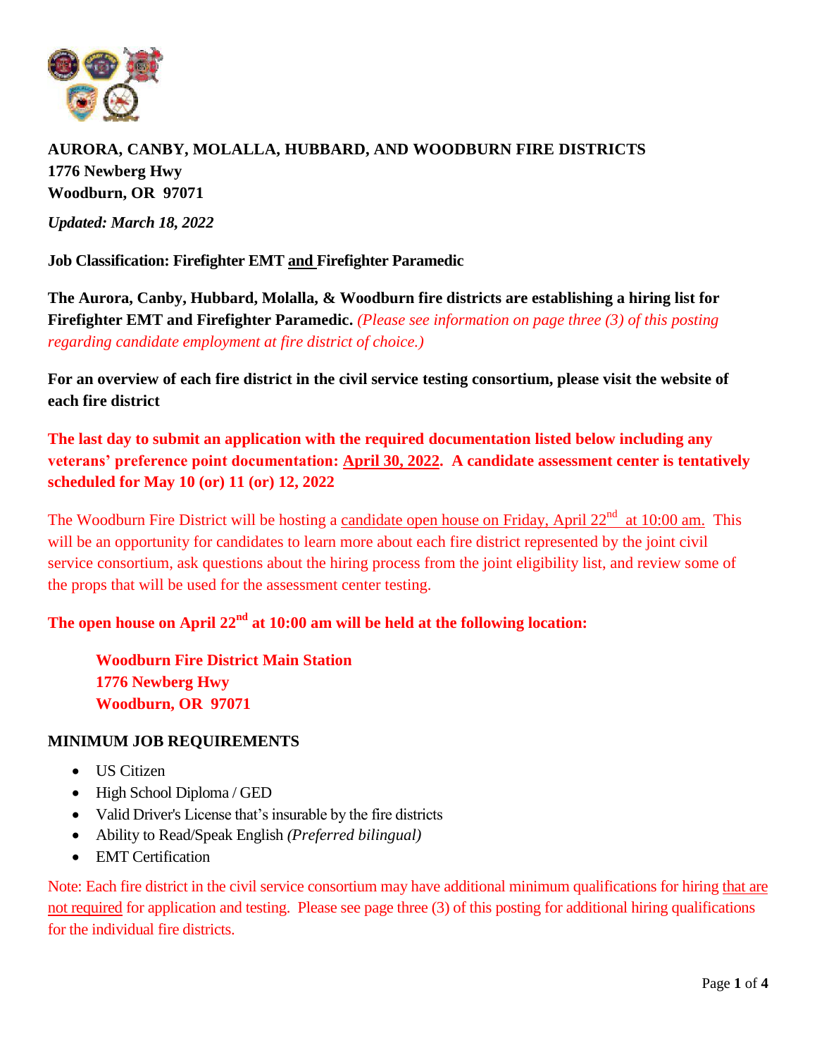**AURORA, CANBY, MOLALLA, HUBBARD, AND WOODBURN FIRE DISTRICTS**
**1776 Newberg Hwy**
**Woodburn, OR 97071**

***Updated: March 18, 2022***

**Job Classification: Firefighter EMT and Firefighter Paramedic**

**The Aurora, Canby, Hubbard, Molalla, & Woodburn fire districts are establishing a hiring list for Firefighter EMT and Firefighter Paramedic.** *(Please see information on page three (3) of this posting regarding candidate employment at fire district of choice.)*

**For an overview of each fire district in the civil service testing consortium, please visit the website of each fire district**

**The last day to submit an application with the required documentation listed below including any veterans' preference point documentation: April 30, 2022. A candidate assessment center is tentatively scheduled for May 10 (or) 11 (or) 12, 2022**

The Woodburn Fire District will be hosting a candidate open house on Friday, April 22nd at 10:00 am. This will be an opportunity for candidates to learn more about each fire district represented by the joint civil service consortium, ask questions about the hiring process from the joint eligibility list, and review some of the props that will be used for the assessment center testing.

**The open house on April 22nd at 10:00 am will be held at the following location:**

> **Woodburn Fire District Main Station**
> **1776 Newberg Hwy**
> **Woodburn, OR 97071**

## MINIMUM JOB REQUIREMENTS

- US Citizen
- High School Diploma / GED
- Valid Driver's License that's insurable by the fire districts
- Ability to Read/Speak English *(Preferred bilingual)*
- EMT Certification

Note: Each fire district in the civil service consortium may have additional minimum qualifications for hiring that are not required for application and testing. Please see page three (3) of this posting for additional hiring qualifications for the individual fire districts.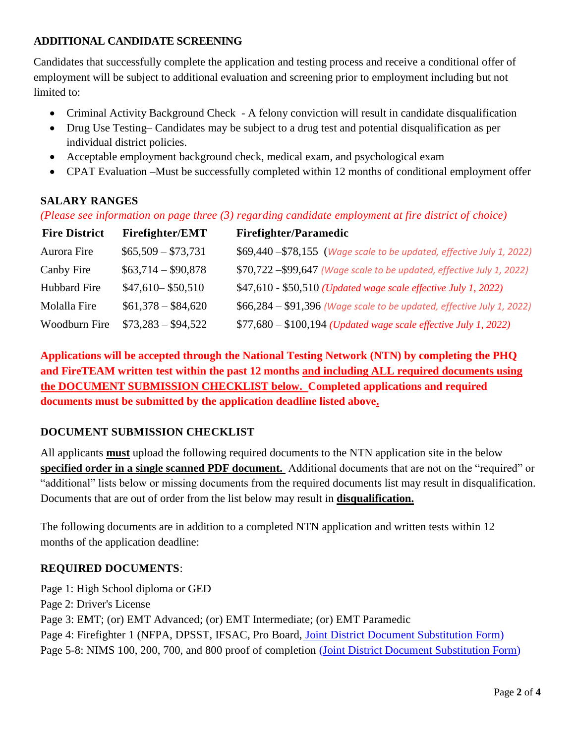## ADDITIONAL CANDIDATE SCREENING

Candidates that successfully complete the application and testing process and receive a conditional offer of employment will be subject to additional evaluation and screening prior to employment including but not limited to:

- Criminal Activity Background Check - A felony conviction will result in candidate disqualification
- Drug Use Testing– Candidates may be subject to a drug test and potential disqualification as per individual district policies.
- Acceptable employment background check, medical exam, and psychological exam
- CPAT Evaluation –Must be successfully completed within 12 months of conditional employment offer

## SALARY RANGES

*(Please see information on page three (3) regarding candidate employment at fire district of choice)*

| Fire District | Firefighter/EMT | Firefighter/Paramedic |
|---|---|---|
| Aurora Fire | $65,509 – $73,731 | $69,440 –$78,155 (*Wage scale to be updated, effective July 1, 2022)* |
| Canby Fire | $63,714 – $90,878 | $70,722 –$99,647 *(Wage scale to be updated, effective July 1, 2022)* |
| Hubbard Fire | $47,610– $50,510 | $47,610 - $50,510 *(Updated wage scale effective July 1, 2022)* |
| Molalla Fire | $61,378 – $84,620 | $66,284 – $91,396 *(Wage scale to be updated, effective July 1, 2022)* |
| Woodburn Fire | $73,283 – $94,522 | $77,680 – $100,194 *(Updated wage scale effective July 1, 2022)* |

**Applications will be accepted through the National Testing Network (NTN) by completing the PHQ and FireTEAM written test within the past 12 months and including ALL required documents using the DOCUMENT SUBMISSION CHECKLIST below. Completed applications and required documents must be submitted by the application deadline listed above.**

## DOCUMENT SUBMISSION CHECKLIST

All applicants **must** upload the following required documents to the NTN application site in the below **specified order in a single scanned PDF document.** Additional documents that are not on the "required" or "additional" lists below or missing documents from the required documents list may result in disqualification. Documents that are out of order from the list below may result in **disqualification.**

The following documents are in addition to a completed NTN application and written tests within 12 months of the application deadline:

**REQUIRED DOCUMENTS**:

Page 1: High School diploma or GED
Page 2: Driver's License
Page 3: EMT; (or) EMT Advanced; (or) EMT Intermediate; (or) EMT Paramedic
Page 4: Firefighter 1 (NFPA, DPSST, IFSAC, Pro Board, Joint District Document Substitution Form)
Page 5-8: NIMS 100, 200, 700, and 800 proof of completion (Joint District Document Substitution Form)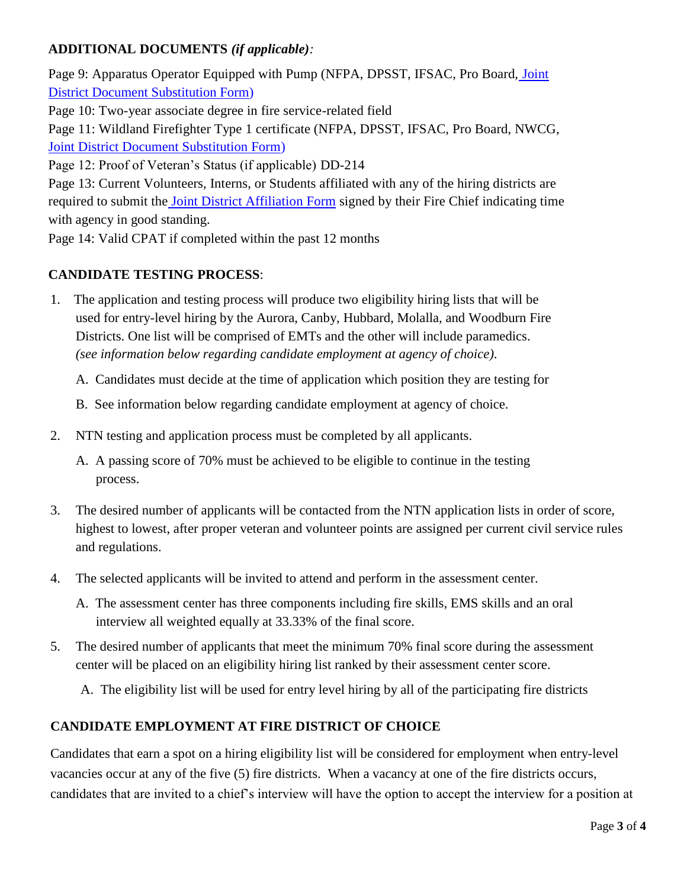**ADDITIONAL DOCUMENTS** ***(if applicable)*****:**

Page 9: Apparatus Operator Equipped with Pump (NFPA, DPSST, IFSAC, Pro Board, Joint District Document Substitution Form)

Page 10: Two-year associate degree in fire service-related field

Page 11: Wildland Firefighter Type 1 certificate (NFPA, DPSST, IFSAC, Pro Board, NWCG, Joint District Document Substitution Form)

Page 12: Proof of Veteran's Status (if applicable) DD-214

Page 13: Current Volunteers, Interns, or Students affiliated with any of the hiring districts are required to submit the Joint District Affiliation Form signed by their Fire Chief indicating time with agency in good standing.

Page 14: Valid CPAT if completed within the past 12 months

**CANDIDATE TESTING PROCESS**:

1. The application and testing process will produce two eligibility hiring lists that will be used for entry-level hiring by the Aurora, Canby, Hubbard, Molalla, and Woodburn Fire Districts. One list will be comprised of EMTs and the other will include paramedics. *(see information below regarding candidate employment at agency of choice).*
   - A. Candidates must decide at the time of application which position they are testing for
   - B. See information below regarding candidate employment at agency of choice.
2. NTN testing and application process must be completed by all applicants.
   - A. A passing score of 70% must be achieved to be eligible to continue in the testing process.
3. The desired number of applicants will be contacted from the NTN application lists in order of score, highest to lowest, after proper veteran and volunteer points are assigned per current civil service rules and regulations.
4. The selected applicants will be invited to attend and perform in the assessment center.
   - A. The assessment center has three components including fire skills, EMS skills and an oral interview all weighted equally at 33.33% of the final score.
5. The desired number of applicants that meet the minimum 70% final score during the assessment center will be placed on an eligibility hiring list ranked by their assessment center score.
   - A. The eligibility list will be used for entry level hiring by all of the participating fire districts

**CANDIDATE EMPLOYMENT AT FIRE DISTRICT OF CHOICE**

Candidates that earn a spot on a hiring eligibility list will be considered for employment when entry-level vacancies occur at any of the five (5) fire districts. When a vacancy at one of the fire districts occurs, candidates that are invited to a chief's interview will have the option to accept the interview for a position at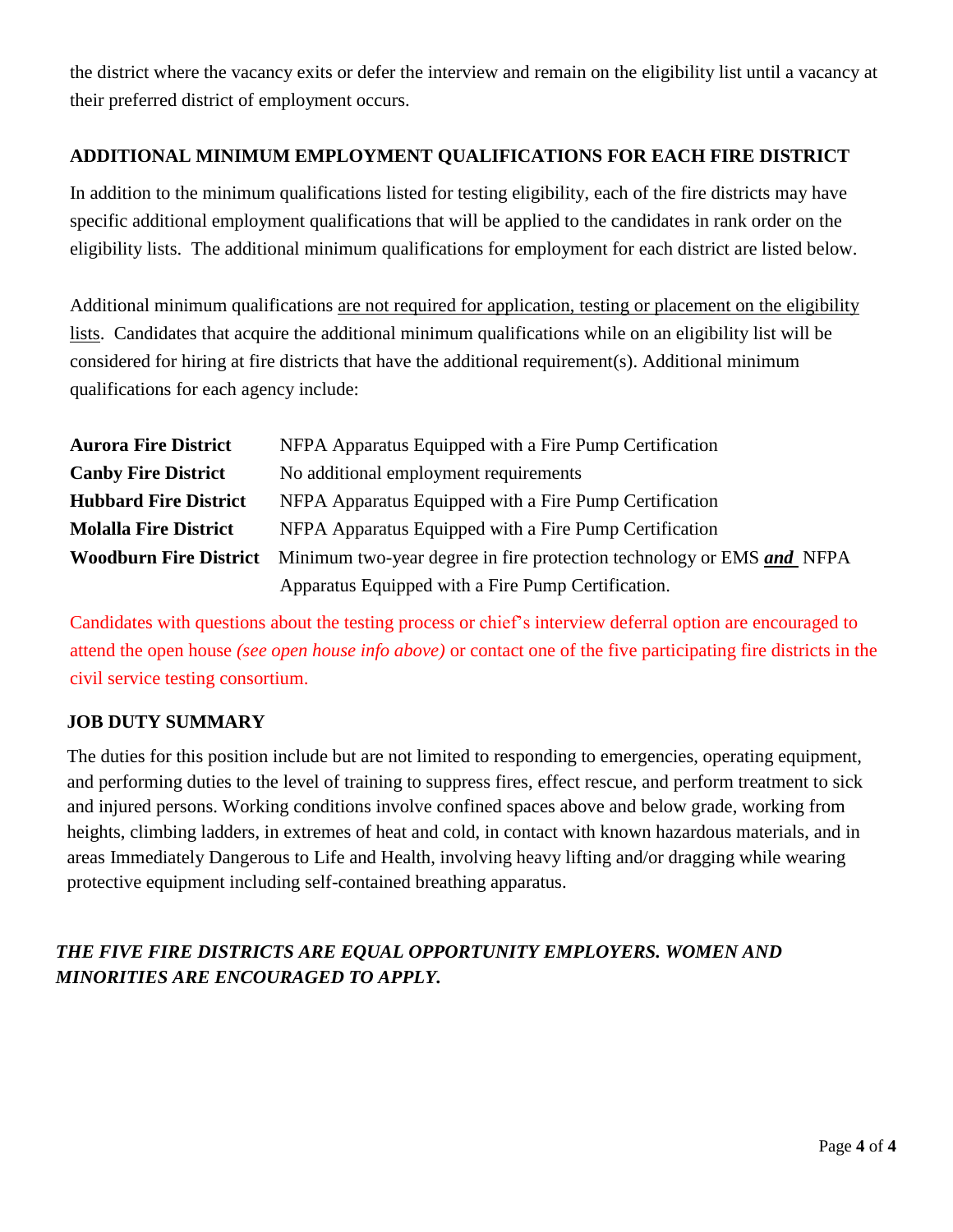the district where the vacancy exits or defer the interview and remain on the eligibility list until a vacancy at their preferred district of employment occurs.

## ADDITIONAL MINIMUM EMPLOYMENT QUALIFICATIONS FOR EACH FIRE DISTRICT

In addition to the minimum qualifications listed for testing eligibility, each of the fire districts may have specific additional employment qualifications that will be applied to the candidates in rank order on the eligibility lists. The additional minimum qualifications for employment for each district are listed below.

Additional minimum qualifications are not required for application, testing or placement on the eligibility lists. Candidates that acquire the additional minimum qualifications while on an eligibility list will be considered for hiring at fire districts that have the additional requirement(s). Additional minimum qualifications for each agency include:

| | |
|---|---|
| **Aurora Fire District** | NFPA Apparatus Equipped with a Fire Pump Certification |
| **Canby Fire District** | No additional employment requirements |
| **Hubbard Fire District** | NFPA Apparatus Equipped with a Fire Pump Certification |
| **Molalla Fire District** | NFPA Apparatus Equipped with a Fire Pump Certification |
| **Woodburn Fire District** | Minimum two-year degree in fire protection technology or EMS ***and*** NFPA Apparatus Equipped with a Fire Pump Certification. |

Candidates with questions about the testing process or chief's interview deferral option are encouraged to attend the open house *(see open house info above)* or contact one of the five participating fire districts in the civil service testing consortium.

## JOB DUTY SUMMARY

The duties for this position include but are not limited to responding to emergencies, operating equipment, and performing duties to the level of training to suppress fires, effect rescue, and perform treatment to sick and injured persons. Working conditions involve confined spaces above and below grade, working from heights, climbing ladders, in extremes of heat and cold, in contact with known hazardous materials, and in areas Immediately Dangerous to Life and Health, involving heavy lifting and/or dragging while wearing protective equipment including self-contained breathing apparatus.

***THE FIVE FIRE DISTRICTS ARE EQUAL OPPORTUNITY EMPLOYERS. WOMEN AND MINORITIES ARE ENCOURAGED TO APPLY.***